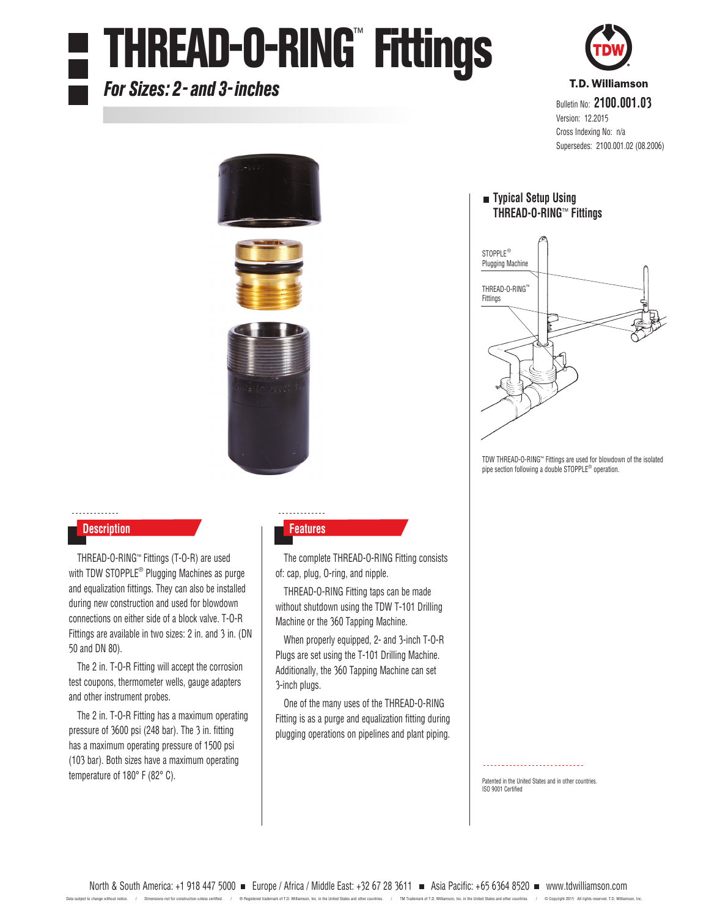# THREAD-O-RING™ Fittings

*For Sizes: 2- and 3-inches*

T.D. Williamson

Bulletin No: **2100.001.03**
Version: 12.2015
Cross Indexing No: n/a
Supersedes: 2100.001.02 (08.2006)

## Typical Setup Using THREAD-O-RING™ Fittings

STOPPLE® Plugging Machine

THREAD-O-RING™ Fittings

TDW THREAD-O-RING™ Fittings are used for blowdown of the isolated pipe section following a double STOPPLE® operation.

## Description

THREAD-O-RING™ Fittings (T-O-R) are used with TDW STOPPLE® Plugging Machines as purge and equalization fittings. They can also be installed during new construction and used for blowdown connections on either side of a block valve. T-O-R Fittings are available in two sizes: 2 in. and 3 in. (DN 50 and DN 80).

The 2 in. T-O-R Fitting will accept the corrosion test coupons, thermometer wells, gauge adapters and other instrument probes.

The 2 in. T-O-R Fitting has a maximum operating pressure of 3600 psi (248 bar). The 3 in. fitting has a maximum operating pressure of 1500 psi (103 bar). Both sizes have a maximum operating temperature of 180° F (82° C).

## Features

The complete THREAD-O-RING Fitting consists of: cap, plug, O-ring, and nipple.

THREAD-O-RING Fitting taps can be made without shutdown using the TDW T-101 Drilling Machine or the 360 Tapping Machine.

When properly equipped, 2- and 3-inch T-O-R Plugs are set using the T-101 Drilling Machine. Additionally, the 360 Tapping Machine can set 3-inch plugs.

One of the many uses of the THREAD-O-RING Fitting is as a purge and equalization fitting during plugging operations on pipelines and plant piping.

Patented in the United States and in other countries.
ISO 9001 Certified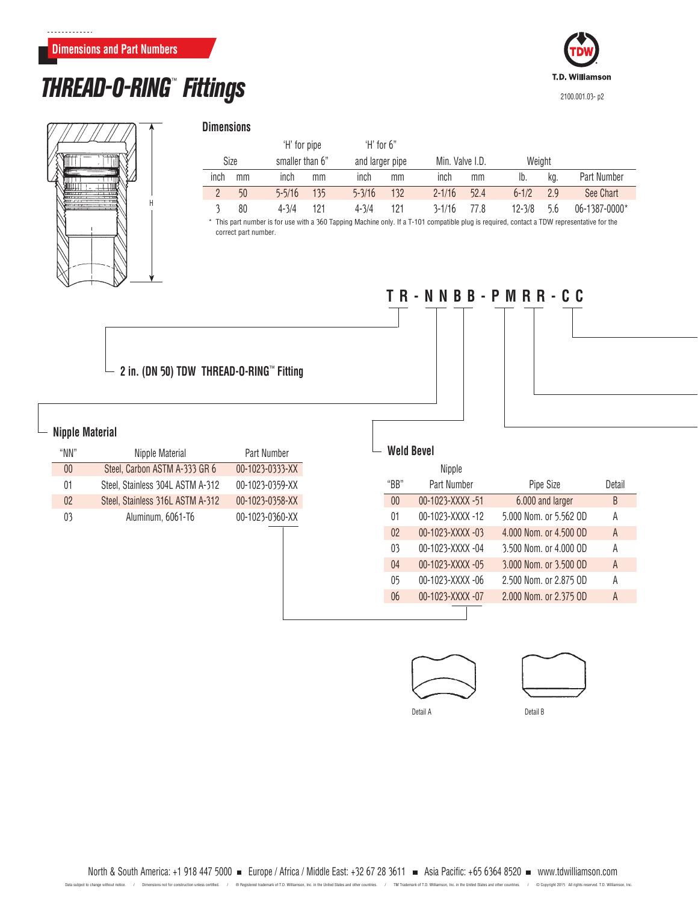## Dimensions and Part Numbers

# THREAD-O-RING™ Fittings

H

### Dimensions

| Size | | 'H' for pipe smaller than 6" | | 'H' for 6" and larger pipe | | Min. Valve I.D. | | Weight | | Part Number |
|---|---|---|---|---|---|---|---|---|---|---|
| inch | mm | inch | mm | inch | mm | inch | mm | lb. | kg. | |
| 2 | 50 | 5-5/16 | 135 | 5-3/16 | 132 | 2-1/16 | 52.4 | 6-1/2 | 2.9 | See Chart |
| 3 | 80 | 4-3/4 | 121 | 4-3/4 | 121 | 3-1/16 | 77.8 | 12-3/8 | 5.6 | 06-1387-0000* |

\* This part number is for use with a 360 Tapping Machine only. If a T-101 compatible plug is required, contact a TDW representative for the correct part number.

**T R - N N B B - P M R R - C C**

**2 in. (DN 50) TDW THREAD-O-RING™ Fitting**

### Nipple Material

| "NN" | Nipple Material | Part Number |
|---|---|---|
| 00 | Steel, Carbon ASTM A-333 GR 6 | 00-1023-0333-XX |
| 01 | Steel, Stainless 304L ASTM A-312 | 00-1023-0359-XX |
| 02 | Steel, Stainless 316L ASTM A-312 | 00-1023-0358-XX |
| 03 | Aluminum, 6061-T6 | 00-1023-0360-XX |

### Weld Bevel

| "BB" | Nipple Part Number | Pipe Size | Detail |
|---|---|---|---|
| 00 | 00-1023-XXXX -51 | 6.000 and larger | B |
| 01 | 00-1023-XXXX -12 | 5.000 Nom. or 5.562 OD | A |
| 02 | 00-1023-XXXX -03 | 4.000 Nom. or 4.500 OD | A |
| 03 | 00-1023-XXXX -04 | 3.500 Nom. or 4.000 OD | A |
| 04 | 00-1023-XXXX -05 | 3.000 Nom. or 3.500 OD | A |
| 05 | 00-1023-XXXX -06 | 2.500 Nom. or 2.875 OD | A |
| 06 | 00-1023-XXXX -07 | 2.000 Nom. or 2.375 OD | A |

Detail A

Detail B

North & South America: +1 918 447 5000 ■ Europe / Africa / Middle East: +32 67 28 3611 ■ Asia Pacific: +65 6364 8520 ■ www.tdwilliamson.com

Data subject to change without notice. / Dimensions not for construction unless certified. / ® Registered trademark of T.D. Williamson, Inc. in the United States and other countries. / TM Trademark of T.D. Williamson, Inc. in the United States and other countries. / © Copyright 2015 All rights reserved. T.D. Williamson, Inc.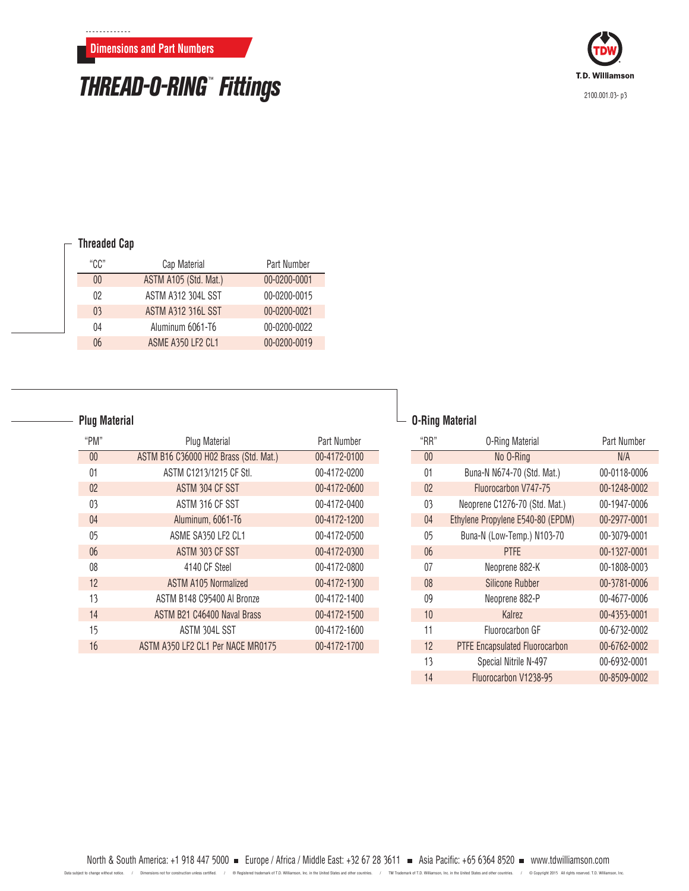Dimensions and Part Numbers

# THREAD-O-RING™ Fittings

T.D. Williamson

2100.001.03- p3

### Threaded Cap

| "CC" | Cap Material | Part Number |
|---|---|---|
| 00 | ASTM A105 (Std. Mat.) | 00-0200-0001 |
| 02 | ASTM A312 304L SST | 00-0200-0015 |
| 03 | ASTM A312 316L SST | 00-0200-0021 |
| 04 | Aluminum 6061-T6 | 00-0200-0022 |
| 06 | ASME A350 LF2 CL1 | 00-0200-0019 |

### Plug Material

| "PM" | Plug Material | Part Number |
|---|---|---|
| 00 | ASTM B16 C36000 H02 Brass (Std. Mat.) | 00-4172-0100 |
| 01 | ASTM C1213/1215 CF Stl. | 00-4172-0200 |
| 02 | ASTM 304 CF SST | 00-4172-0600 |
| 03 | ASTM 316 CF SST | 00-4172-0400 |
| 04 | Aluminum, 6061-T6 | 00-4172-1200 |
| 05 | ASME SA350 LF2 CL1 | 00-4172-0500 |
| 06 | ASTM 303 CF SST | 00-4172-0300 |
| 08 | 4140 CF Steel | 00-4172-0800 |
| 12 | ASTM A105 Normalized | 00-4172-1300 |
| 13 | ASTM B148 C95400 Al Bronze | 00-4172-1400 |
| 14 | ASTM B21 C46400 Naval Brass | 00-4172-1500 |
| 15 | ASTM 304L SST | 00-4172-1600 |
| 16 | ASTM A350 LF2 CL1 Per NACE MR0175 | 00-4172-1700 |

### O-Ring Material

| "RR" | O-Ring Material | Part Number |
|---|---|---|
| 00 | No O-Ring | N/A |
| 01 | Buna-N N674-70 (Std. Mat.) | 00-0118-0006 |
| 02 | Fluorocarbon V747-75 | 00-1248-0002 |
| 03 | Neoprene C1276-70 (Std. Mat.) | 00-1947-0006 |
| 04 | Ethylene Propylene E540-80 (EPDM) | 00-2977-0001 |
| 05 | Buna-N (Low-Temp.) N103-70 | 00-3079-0001 |
| 06 | PTFE | 00-1327-0001 |
| 07 | Neoprene 882-K | 00-1808-0003 |
| 08 | Silicone Rubber | 00-3781-0006 |
| 09 | Neoprene 882-P | 00-4677-0006 |
| 10 | Kalrez | 00-4353-0001 |
| 11 | Fluorocarbon GF | 00-6732-0002 |
| 12 | PTFE Encapsulated Fluorocarbon | 00-6762-0002 |
| 13 | Special Nitrile N-497 | 00-6932-0001 |
| 14 | Fluorocarbon V1238-95 | 00-8509-0002 |

North & South America: +1 918 447 5000 ■ Europe / Africa / Middle East: +32 67 28 3611 ■ Asia Pacific: +65 6364 8520 ■ www.tdwilliamson.com

Data subject to change without notice. / Dimensions not for construction unless certified. / ® Registered trademark of T.D. Williamson, Inc. in the United States and other countries. / TM Trademark of T.D. Williamson, Inc. in the United States and other countries. / © Copyright 2015 All rights reserved. T.D. Williamson, Inc.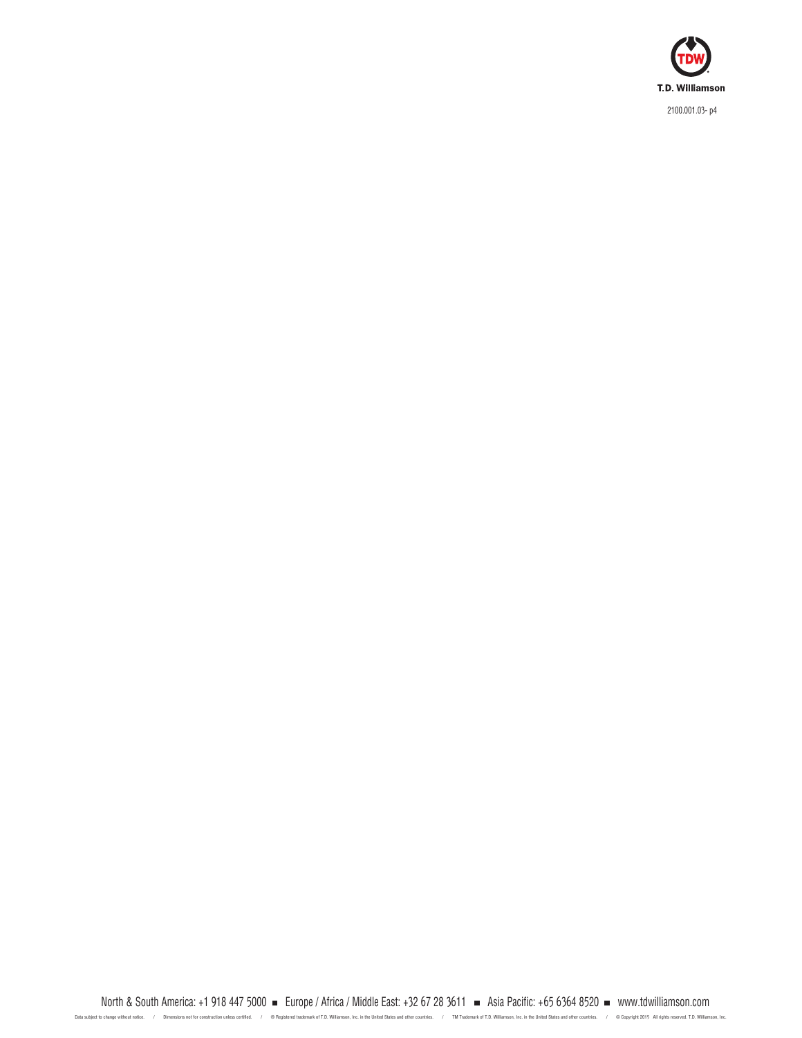T.D. Williamson

2100.001.03- p4

North & South America: +1 918 447 5000 ■ Europe / Africa / Middle East: +32 67 28 3611 ■ Asia Pacific: +65 6364 8520 ■ www.tdwilliamson.com

Data subject to change without notice. / Dimensions not for construction unless certified. / ® Registered trademark of T.D. Williamson, Inc. in the United States and other countries. / TM Trademark of T.D. Williamson, Inc. in the United States and other countries. / © Copyright 2015 All rights reserved. T.D. Williamson, Inc.